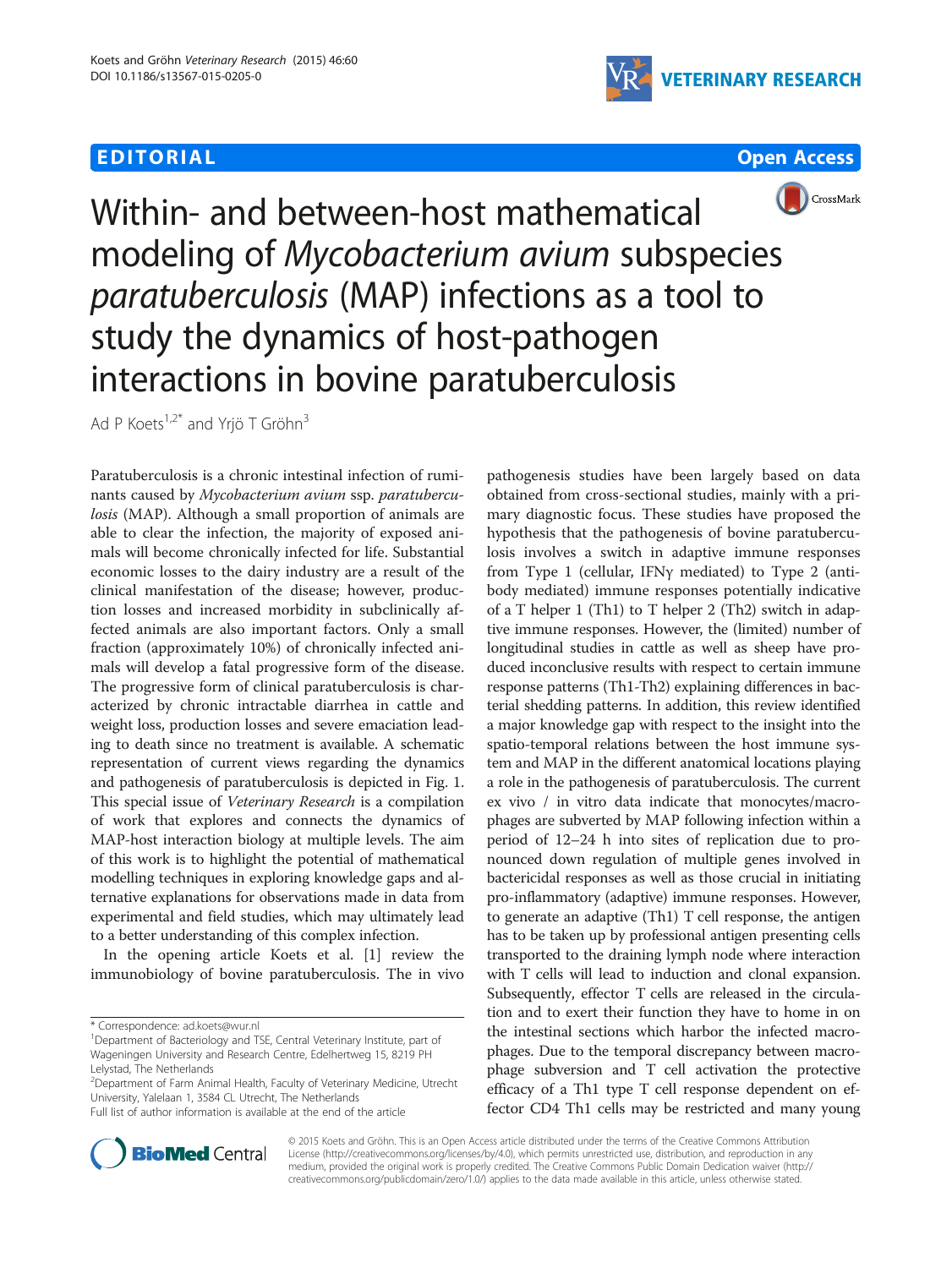**EDITORIAL** **Open Access**

# Within- and between-host mathematical modeling of *Mycobacterium avium* subspecies *paratuberculosis* (MAP) infections as a tool to study the dynamics of host-pathogen interactions in bovine paratuberculosis

Ad P Koets[1,2*] and Yrjö T Gröhn[3]

Paratuberculosis is a chronic intestinal infection of ruminants caused by *Mycobacterium avium* ssp. *paratuberculosis* (MAP). Although a small proportion of animals are able to clear the infection, the majority of exposed animals will become chronically infected for life. Substantial economic losses to the dairy industry are a result of the clinical manifestation of the disease; however, production losses and increased morbidity in subclinically affected animals are also important factors. Only a small fraction (approximately 10%) of chronically infected animals will develop a fatal progressive form of the disease. The progressive form of clinical paratuberculosis is characterized by chronic intractable diarrhea in cattle and weight loss, production losses and severe emaciation leading to death since no treatment is available. A schematic representation of current views regarding the dynamics and pathogenesis of paratuberculosis is depicted in Fig. 1. This special issue of *Veterinary Research* is a compilation of work that explores and connects the dynamics of MAP-host interaction biology at multiple levels. The aim of this work is to highlight the potential of mathematical modelling techniques in exploring knowledge gaps and alternative explanations for observations made in data from experimental and field studies, which may ultimately lead to a better understanding of this complex infection.

In the opening article Koets et al. [1] review the immunobiology of bovine paratuberculosis. The in vivo pathogenesis studies have been largely based on data obtained from cross-sectional studies, mainly with a primary diagnostic focus. These studies have proposed the hypothesis that the pathogenesis of bovine paratuberculosis involves a switch in adaptive immune responses from Type 1 (cellular, IFNγ mediated) to Type 2 (antibody mediated) immune responses potentially indicative of a T helper 1 (Th1) to T helper 2 (Th2) switch in adaptive immune responses. However, the (limited) number of longitudinal studies in cattle as well as sheep have produced inconclusive results with respect to certain immune response patterns (Th1-Th2) explaining differences in bacterial shedding patterns. In addition, this review identified a major knowledge gap with respect to the insight into the spatio-temporal relations between the host immune system and MAP in the different anatomical locations playing a role in the pathogenesis of paratuberculosis. The current ex vivo / in vitro data indicate that monocytes/macrophages are subverted by MAP following infection within a period of 12–24 h into sites of replication due to pronounced down regulation of multiple genes involved in bactericidal responses as well as those crucial in initiating pro-inflammatory (adaptive) immune responses. However, to generate an adaptive (Th1) T cell response, the antigen has to be taken up by professional antigen presenting cells transported to the draining lymph node where interaction with T cells will lead to induction and clonal expansion. Subsequently, effector T cells are released in the circulation and to exert their function they have to home in on the intestinal sections which harbor the infected macrophages. Due to the temporal discrepancy between macrophage subversion and T cell activation the protective efficacy of a Th1 type T cell response dependent on effector CD4 Th1 cells may be restricted and many young

\* Correspondence: ad.koets@wur.nl
[1]Department of Bacteriology and TSE, Central Veterinary Institute, part of Wageningen University and Research Centre, Edelhertweg 15, 8219 PH Lelystad, The Netherlands
[2]Department of Farm Animal Health, Faculty of Veterinary Medicine, Utrecht University, Yalelaan 1, 3584 CL Utrecht, The Netherlands
Full list of author information is available at the end of the article

© 2015 Koets and Gröhn. This is an Open Access article distributed under the terms of the Creative Commons Attribution License (http://creativecommons.org/licenses/by/4.0), which permits unrestricted use, distribution, and reproduction in any medium, provided the original work is properly credited. The Creative Commons Public Domain Dedication waiver (http://creativecommons.org/publicdomain/zero/1.0/) applies to the data made available in this article, unless otherwise stated.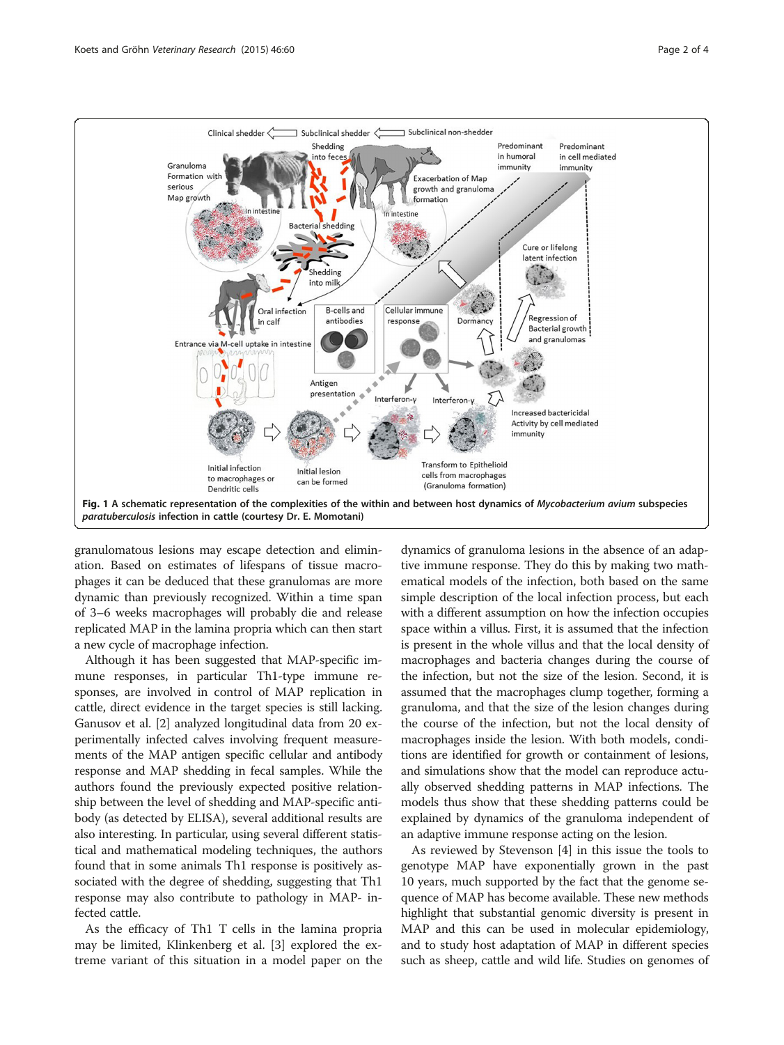**Fig. 1** A schematic representation of the complexities of the within and between host dynamics of *Mycobacterium avium* subspecies *paratuberculosis* infection in cattle (courtesy Dr. E. Momotani)

granulomatous lesions may escape detection and elimination. Based on estimates of lifespans of tissue macrophages it can be deduced that these granulomas are more dynamic than previously recognized. Within a time span of 3–6 weeks macrophages will probably die and release replicated MAP in the lamina propria which can then start a new cycle of macrophage infection.

Although it has been suggested that MAP-specific immune responses, in particular Th1-type immune responses, are involved in control of MAP replication in cattle, direct evidence in the target species is still lacking. Ganusov et al. [2] analyzed longitudinal data from 20 experimentally infected calves involving frequent measurements of the MAP antigen specific cellular and antibody response and MAP shedding in fecal samples. While the authors found the previously expected positive relationship between the level of shedding and MAP-specific antibody (as detected by ELISA), several additional results are also interesting. In particular, using several different statistical and mathematical modeling techniques, the authors found that in some animals Th1 response is positively associated with the degree of shedding, suggesting that Th1 response may also contribute to pathology in MAP- infected cattle.

As the efficacy of Th1 T cells in the lamina propria may be limited, Klinkenberg et al. [3] explored the extreme variant of this situation in a model paper on the dynamics of granuloma lesions in the absence of an adaptive immune response. They do this by making two mathematical models of the infection, both based on the same simple description of the local infection process, but each with a different assumption on how the infection occupies space within a villus. First, it is assumed that the infection is present in the whole villus and that the local density of macrophages and bacteria changes during the course of the infection, but not the size of the lesion. Second, it is assumed that the macrophages clump together, forming a granuloma, and that the size of the lesion changes during the course of the infection, but not the local density of macrophages inside the lesion. With both models, conditions are identified for growth or containment of lesions, and simulations show that the model can reproduce actually observed shedding patterns in MAP infections. The models thus show that these shedding patterns could be explained by dynamics of the granuloma independent of an adaptive immune response acting on the lesion.

As reviewed by Stevenson [4] in this issue the tools to genotype MAP have exponentially grown in the past 10 years, much supported by the fact that the genome sequence of MAP has become available. These new methods highlight that substantial genomic diversity is present in MAP and this can be used in molecular epidemiology, and to study host adaptation of MAP in different species such as sheep, cattle and wild life. Studies on genomes of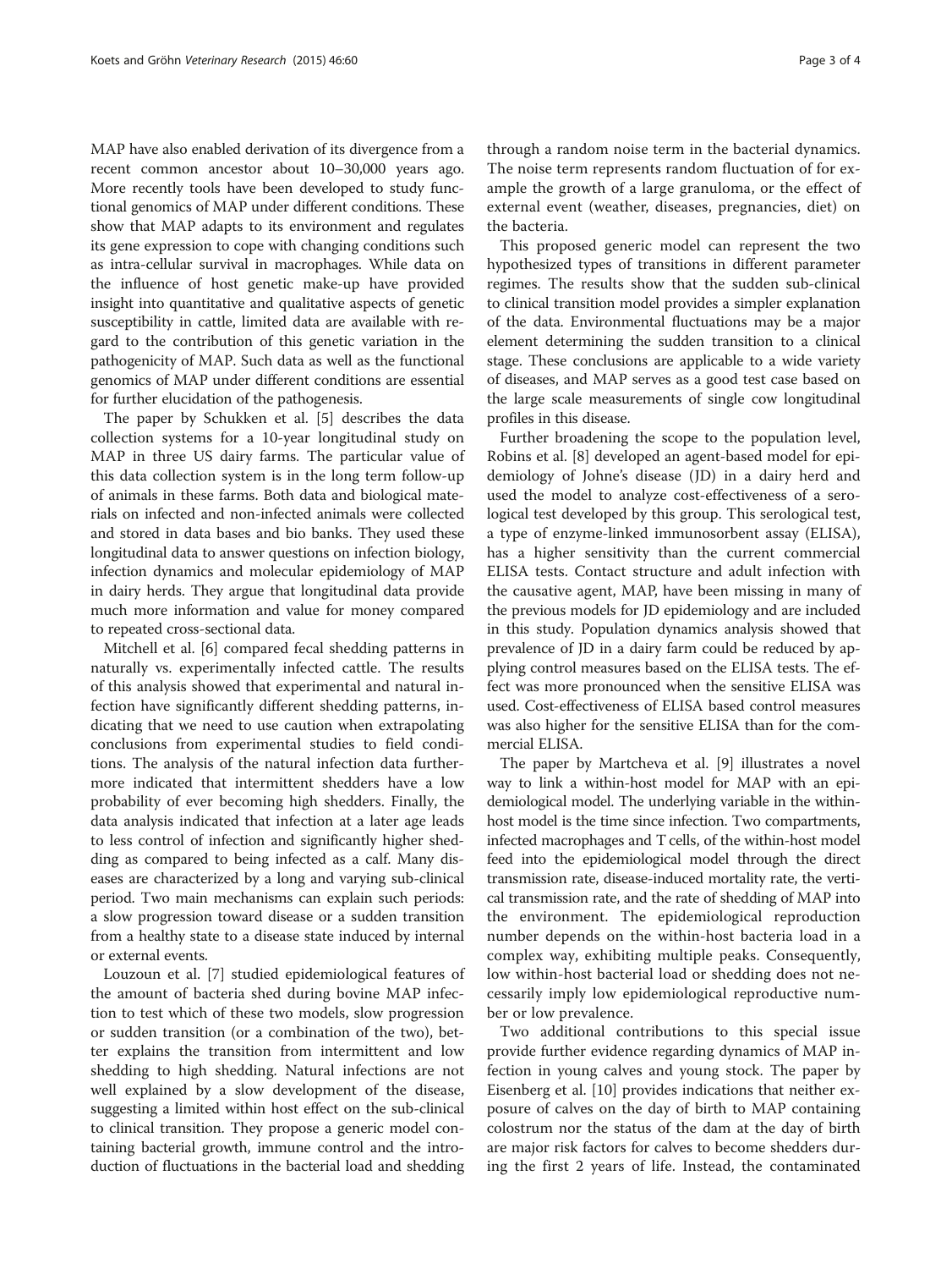MAP have also enabled derivation of its divergence from a recent common ancestor about 10–30,000 years ago. More recently tools have been developed to study functional genomics of MAP under different conditions. These show that MAP adapts to its environment and regulates its gene expression to cope with changing conditions such as intra-cellular survival in macrophages. While data on the influence of host genetic make-up have provided insight into quantitative and qualitative aspects of genetic susceptibility in cattle, limited data are available with regard to the contribution of this genetic variation in the pathogenicity of MAP. Such data as well as the functional genomics of MAP under different conditions are essential for further elucidation of the pathogenesis.

The paper by Schukken et al. [5] describes the data collection systems for a 10-year longitudinal study on MAP in three US dairy farms. The particular value of this data collection system is in the long term follow-up of animals in these farms. Both data and biological materials on infected and non-infected animals were collected and stored in data bases and bio banks. They used these longitudinal data to answer questions on infection biology, infection dynamics and molecular epidemiology of MAP in dairy herds. They argue that longitudinal data provide much more information and value for money compared to repeated cross-sectional data.

Mitchell et al. [6] compared fecal shedding patterns in naturally vs. experimentally infected cattle. The results of this analysis showed that experimental and natural infection have significantly different shedding patterns, indicating that we need to use caution when extrapolating conclusions from experimental studies to field conditions. The analysis of the natural infection data furthermore indicated that intermittent shedders have a low probability of ever becoming high shedders. Finally, the data analysis indicated that infection at a later age leads to less control of infection and significantly higher shedding as compared to being infected as a calf. Many diseases are characterized by a long and varying sub-clinical period. Two main mechanisms can explain such periods: a slow progression toward disease or a sudden transition from a healthy state to a disease state induced by internal or external events.

Louzoun et al. [7] studied epidemiological features of the amount of bacteria shed during bovine MAP infection to test which of these two models, slow progression or sudden transition (or a combination of the two), better explains the transition from intermittent and low shedding to high shedding. Natural infections are not well explained by a slow development of the disease, suggesting a limited within host effect on the sub-clinical to clinical transition. They propose a generic model containing bacterial growth, immune control and the introduction of fluctuations in the bacterial load and shedding through a random noise term in the bacterial dynamics. The noise term represents random fluctuation of for example the growth of a large granuloma, or the effect of external event (weather, diseases, pregnancies, diet) on the bacteria.

This proposed generic model can represent the two hypothesized types of transitions in different parameter regimes. The results show that the sudden sub-clinical to clinical transition model provides a simpler explanation of the data. Environmental fluctuations may be a major element determining the sudden transition to a clinical stage. These conclusions are applicable to a wide variety of diseases, and MAP serves as a good test case based on the large scale measurements of single cow longitudinal profiles in this disease.

Further broadening the scope to the population level, Robins et al. [8] developed an agent-based model for epidemiology of Johne's disease (JD) in a dairy herd and used the model to analyze cost-effectiveness of a serological test developed by this group. This serological test, a type of enzyme-linked immunosorbent assay (ELISA), has a higher sensitivity than the current commercial ELISA tests. Contact structure and adult infection with the causative agent, MAP, have been missing in many of the previous models for JD epidemiology and are included in this study. Population dynamics analysis showed that prevalence of JD in a dairy farm could be reduced by applying control measures based on the ELISA tests. The effect was more pronounced when the sensitive ELISA was used. Cost-effectiveness of ELISA based control measures was also higher for the sensitive ELISA than for the commercial ELISA.

The paper by Martcheva et al. [9] illustrates a novel way to link a within-host model for MAP with an epidemiological model. The underlying variable in the within-host model is the time since infection. Two compartments, infected macrophages and T cells, of the within-host model feed into the epidemiological model through the direct transmission rate, disease-induced mortality rate, the vertical transmission rate, and the rate of shedding of MAP into the environment. The epidemiological reproduction number depends on the within-host bacteria load in a complex way, exhibiting multiple peaks. Consequently, low within-host bacterial load or shedding does not necessarily imply low epidemiological reproductive number or low prevalence.

Two additional contributions to this special issue provide further evidence regarding dynamics of MAP infection in young calves and young stock. The paper by Eisenberg et al. [10] provides indications that neither exposure of calves on the day of birth to MAP containing colostrum nor the status of the dam at the day of birth are major risk factors for calves to become shedders during the first 2 years of life. Instead, the contaminated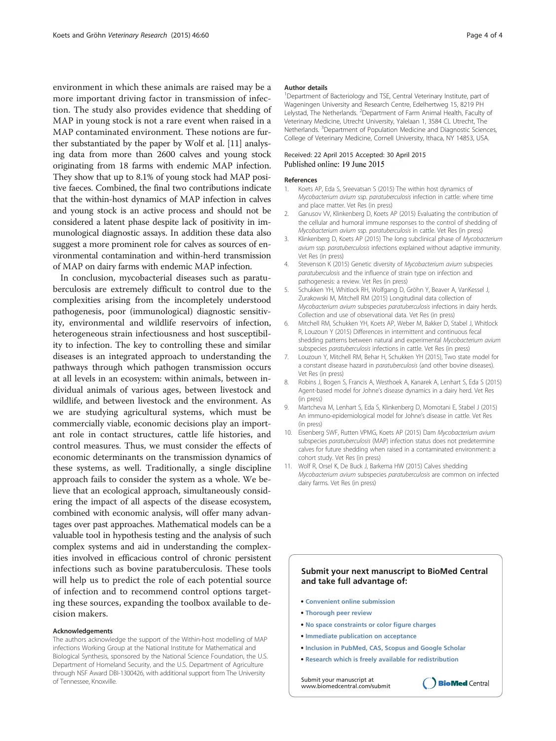environment in which these animals are raised may be a more important driving factor in transmission of infection. The study also provides evidence that shedding of MAP in young stock is not a rare event when raised in a MAP contaminated environment. These notions are further substantiated by the paper by Wolf et al. [11] analysing data from more than 2600 calves and young stock originating from 18 farms with endemic MAP infection. They show that up to 8.1% of young stock had MAP positive faeces. Combined, the final two contributions indicate that the within-host dynamics of MAP infection in calves and young stock is an active process and should not be considered a latent phase despite lack of positivity in immunological diagnostic assays. In addition these data also suggest a more prominent role for calves as sources of environmental contamination and within-herd transmission of MAP on dairy farms with endemic MAP infection.

In conclusion, mycobacterial diseases such as paratuberculosis are extremely difficult to control due to the complexities arising from the incompletely understood pathogenesis, poor (immunological) diagnostic sensitivity, environmental and wildlife reservoirs of infection, heterogeneous strain infectiousness and host susceptibility to infection. The key to controlling these and similar diseases is an integrated approach to understanding the pathways through which pathogen transmission occurs at all levels in an ecosystem: within animals, between individual animals of various ages, between livestock and wildlife, and between livestock and the environment. As we are studying agricultural systems, which must be commercially viable, economic decisions play an important role in contact structures, cattle life histories, and control measures. Thus, we must consider the effects of economic determinants on the transmission dynamics of these systems, as well. Traditionally, a single discipline approach fails to consider the system as a whole. We believe that an ecological approach, simultaneously considering the impact of all aspects of the disease ecosystem, combined with economic analysis, will offer many advantages over past approaches. Mathematical models can be a valuable tool in hypothesis testing and the analysis of such complex systems and aid in understanding the complexities involved in efficacious control of chronic persistent infections such as bovine paratuberculosis. These tools will help us to predict the role of each potential source of infection and to recommend control options targeting these sources, expanding the toolbox available to decision makers.

#### Acknowledgements

The authors acknowledge the support of the Within-host modelling of MAP infections Working Group at the National Institute for Mathematical and Biological Synthesis, sponsored by the National Science Foundation, the U.S. Department of Homeland Security, and the U.S. Department of Agriculture through NSF Award DBI-1300426, with additional support from The University of Tennessee, Knoxville.

#### Author details

[1]Department of Bacteriology and TSE, Central Veterinary Institute, part of Wageningen University and Research Centre, Edelhertweg 15, 8219 PH Lelystad, The Netherlands. [2]Department of Farm Animal Health, Faculty of Veterinary Medicine, Utrecht University, Yalelaan 1, 3584 CL Utrecht, The Netherlands. [3]Department of Population Medicine and Diagnostic Sciences, College of Veterinary Medicine, Cornell University, Ithaca, NY 14853, USA.

Received: 22 April 2015 Accepted: 30 April 2015
Published online: 19 June 2015

#### References

1. Koets AP, Eda S, Sreevatsan S (2015) The within host dynamics of *Mycobacterium avium* ssp. *paratuberculosis* infection in cattle: where time and place matter. Vet Res (in press)
2. Ganusov VV, Klinkenberg D, Koets AP (2015) Evaluating the contribution of the cellular and humoral immune responses to the control of shedding of *Mycobacterium avium* ssp. *paratuberculosis* in cattle. Vet Res (in press)
3. Klinkenberg D, Koets AP (2015) The long subclinical phase of *Mycobacterium avium* ssp. *paratuberculosis* infections explained without adaptive immunity. Vet Res (in press)
4. Stevenson K (2015) Genetic diversity of *Mycobacterium avium* subspecies *paratuberculosis* and the influence of strain type on infection and pathogenesis: a review. Vet Res (in press)
5. Schukken YH, Whitlock RH, Wolfgang D, Gröhn Y, Beaver A, VanKessel J, Zurakowski M, Mitchell RM (2015) Longitudinal data collection of *Mycobacterium avium* subspecies *paratuberculosis* infections in dairy herds. Collection and use of observational data. Vet Res (in press)
6. Mitchell RM, Schukken YH, Koets AP, Weber M, Bakker D, Stabel J, Whitlock R, Louzoun Y (2015) Differences in intermittent and continuous fecal shedding patterns between natural and experimental *Mycobacterium avium* subspecies *paratuberculosis* infections in cattle. Vet Res (in press)
7. Louzoun Y, Mitchell RM, Behar H, Schukken YH (2015), Two state model for a constant disease hazard in *paratuberculosis* (and other bovine diseases). Vet Res (in press)
8. Robins J, Bogen S, Francis A, Westhoek A, Kanarek A, Lenhart S, Eda S (2015) Agent-based model for Johne's disease dynamics in a dairy herd. Vet Res (in press)
9. Martcheva M, Lenhart S, Eda S, Klinkenberg D, Momotani E, Stabel J (2015) An immuno-epidemiological model for Johne's disease in cattle. Vet Res (in press)
10. Eisenberg SWF, Rutten VPMG, Koets AP (2015) Dam *Mycobacterium avium* subspecies *paratuberculosis* (MAP) infection status does not predetermine calves for future shedding when raised in a contaminated environment: a cohort study. Vet Res (in press)
11. Wolf R, Orsel K, De Buck J, Barkema HW (2015) Calves shedding *Mycobacterium avium* subspecies *paratuberculosis* are common on infected dairy farms. Vet Res (in press)